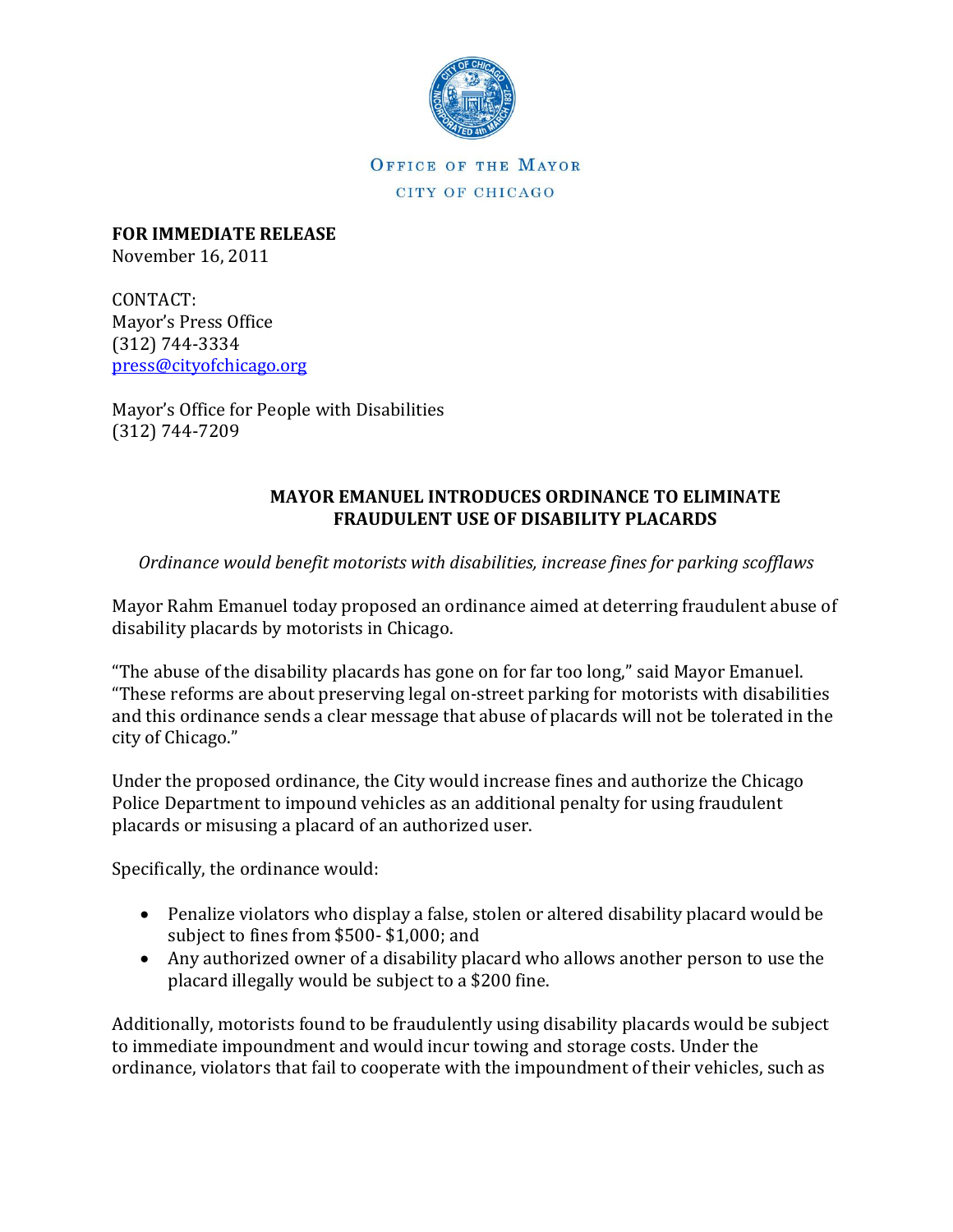OFFICE OF THE MAYOR

CITY OF CHICAGO

**FOR IMMEDIATE RELEASE**
November 16, 2011

CONTACT:
Mayor's Press Office
(312) 744-3334
press@cityofchicago.org

Mayor's Office for People with Disabilities
(312) 744-7209

## MAYOR EMANUEL INTRODUCES ORDINANCE TO ELIMINATE FRAUDULENT USE OF DISABILITY PLACARDS

*Ordinance would benefit motorists with disabilities, increase fines for parking scofflaws*

Mayor Rahm Emanuel today proposed an ordinance aimed at deterring fraudulent abuse of disability placards by motorists in Chicago.

"The abuse of the disability placards has gone on for far too long," said Mayor Emanuel. "These reforms are about preserving legal on-street parking for motorists with disabilities and this ordinance sends a clear message that abuse of placards will not be tolerated in the city of Chicago."

Under the proposed ordinance, the City would increase fines and authorize the Chicago Police Department to impound vehicles as an additional penalty for using fraudulent placards or misusing a placard of an authorized user.

Specifically, the ordinance would:

- Penalize violators who display a false, stolen or altered disability placard would be subject to fines from $500- $1,000; and
- Any authorized owner of a disability placard who allows another person to use the placard illegally would be subject to a $200 fine.

Additionally, motorists found to be fraudulently using disability placards would be subject to immediate impoundment and would incur towing and storage costs. Under the ordinance, violators that fail to cooperate with the impoundment of their vehicles, such as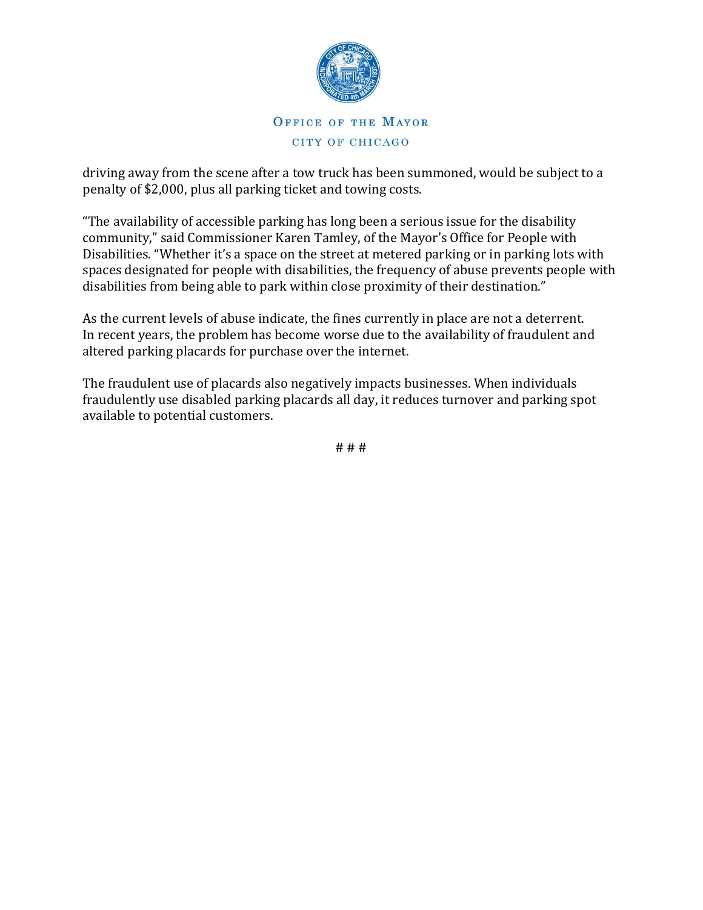driving away from the scene after a tow truck has been summoned, would be subject to a penalty of $2,000, plus all parking ticket and towing costs.

"The availability of accessible parking has long been a serious issue for the disability community," said Commissioner Karen Tamley, of the Mayor's Office for People with Disabilities. "Whether it's a space on the street at metered parking or in parking lots with spaces designated for people with disabilities, the frequency of abuse prevents people with disabilities from being able to park within close proximity of their destination."

As the current levels of abuse indicate, the fines currently in place are not a deterrent. In recent years, the problem has become worse due to the availability of fraudulent and altered parking placards for purchase over the internet.

The fraudulent use of placards also negatively impacts businesses. When individuals fraudulently use disabled parking placards all day, it reduces turnover and parking spot available to potential customers.

# # #